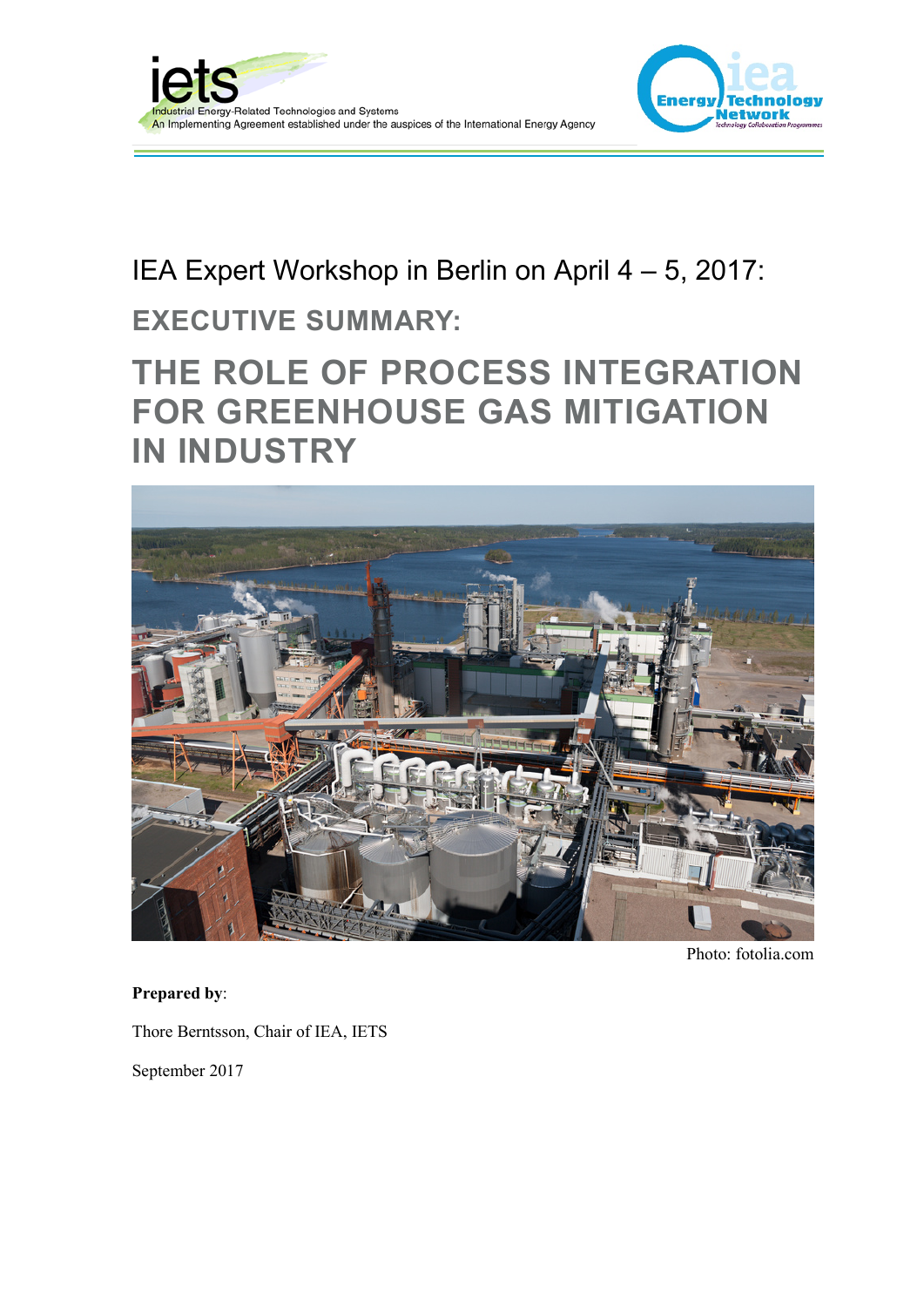iets
Industrial Energy-Related Technologies and Systems
An Implementing Agreement established under the auspices of the International Energy Agency

iea Energy Technology Network
Technology Collaboration Programmes

IEA Expert Workshop in Berlin on April 4 – 5, 2017:

## EXECUTIVE SUMMARY:

# THE ROLE OF PROCESS INTEGRATION FOR GREENHOUSE GAS MITIGATION IN INDUSTRY

Photo: fotolia.com

**Prepared by**:

Thore Berntsson, Chair of IEA, IETS

September 2017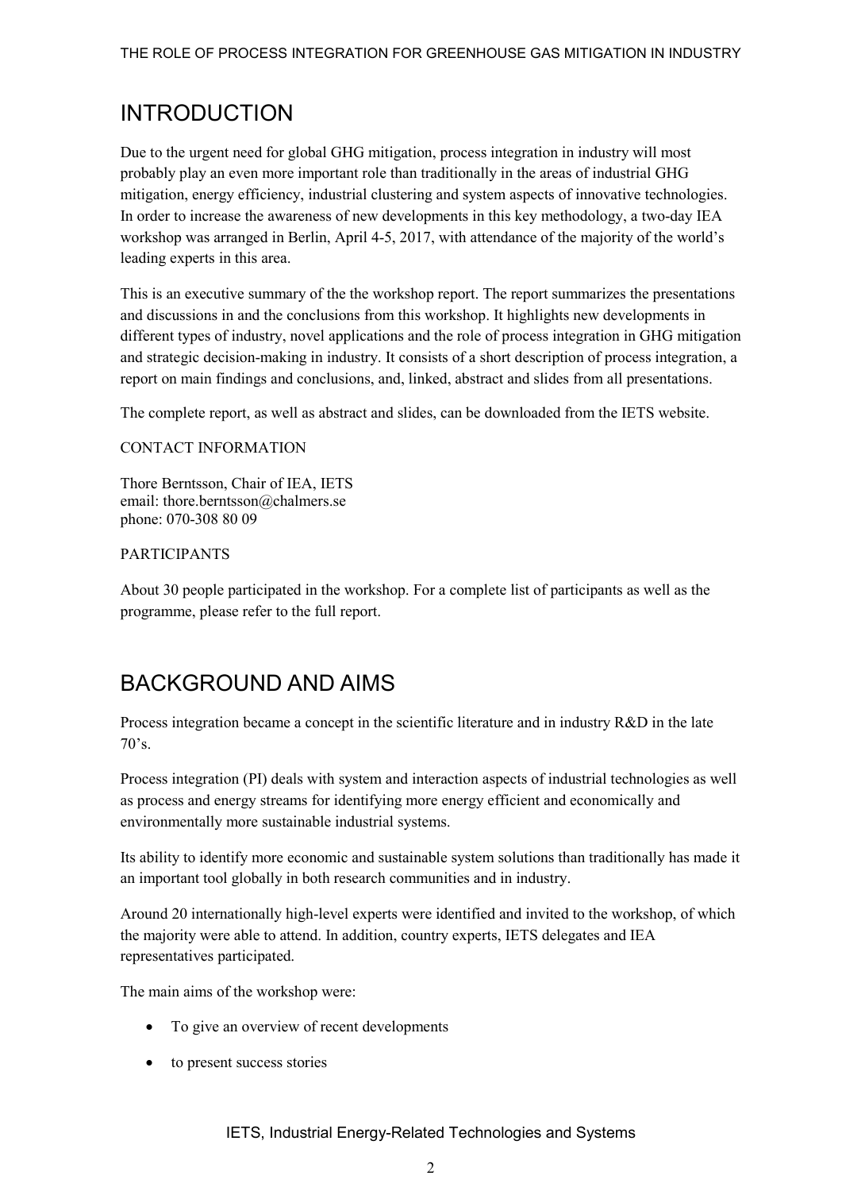# INTRODUCTION

Due to the urgent need for global GHG mitigation, process integration in industry will most probably play an even more important role than traditionally in the areas of industrial GHG mitigation, energy efficiency, industrial clustering and system aspects of innovative technologies. In order to increase the awareness of new developments in this key methodology, a two-day IEA workshop was arranged in Berlin, April 4-5, 2017, with attendance of the majority of the world's leading experts in this area.

This is an executive summary of the the workshop report. The report summarizes the presentations and discussions in and the conclusions from this workshop. It highlights new developments in different types of industry, novel applications and the role of process integration in GHG mitigation and strategic decision-making in industry. It consists of a short description of process integration, a report on main findings and conclusions, and, linked, abstract and slides from all presentations.

The complete report, as well as abstract and slides, can be downloaded from the IETS website.

CONTACT INFORMATION

Thore Berntsson, Chair of IEA, IETS
email: thore.berntsson@chalmers.se
phone: 070-308 80 09

PARTICIPANTS

About 30 people participated in the workshop. For a complete list of participants as well as the programme, please refer to the full report.

# BACKGROUND AND AIMS

Process integration became a concept in the scientific literature and in industry R&D in the late 70's.

Process integration (PI) deals with system and interaction aspects of industrial technologies as well as process and energy streams for identifying more energy efficient and economically and environmentally more sustainable industrial systems.

Its ability to identify more economic and sustainable system solutions than traditionally has made it an important tool globally in both research communities and in industry.

Around 20 internationally high-level experts were identified and invited to the workshop, of which the majority were able to attend. In addition, country experts, IETS delegates and IEA representatives participated.

The main aims of the workshop were:

- To give an overview of recent developments
- to present success stories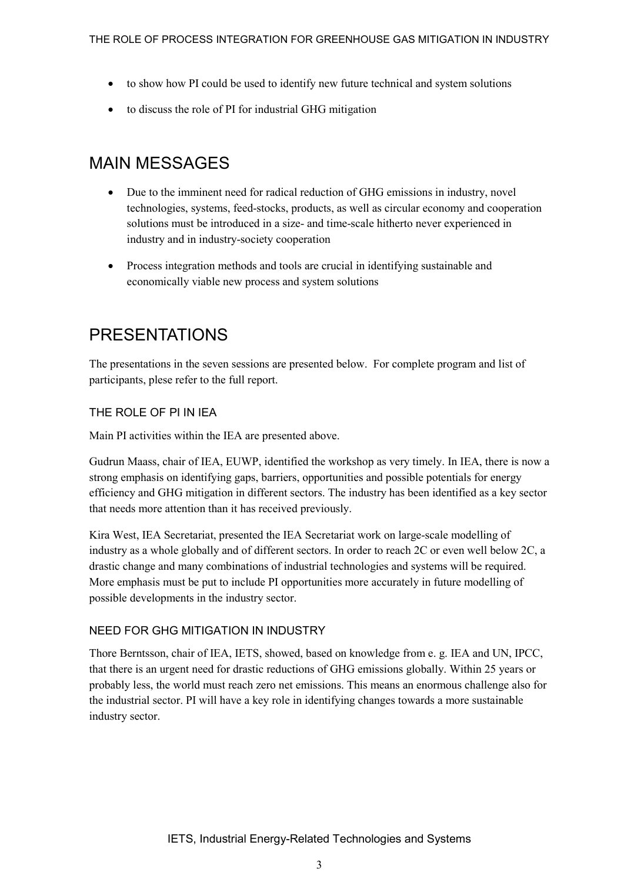- to show how PI could be used to identify new future technical and system solutions
- to discuss the role of PI for industrial GHG mitigation

## MAIN MESSAGES

- Due to the imminent need for radical reduction of GHG emissions in industry, novel technologies, systems, feed-stocks, products, as well as circular economy and cooperation solutions must be introduced in a size- and time-scale hitherto never experienced in industry and in industry-society cooperation
- Process integration methods and tools are crucial in identifying sustainable and economically viable new process and system solutions

## PRESENTATIONS

The presentations in the seven sessions are presented below. For complete program and list of participants, plese refer to the full report.

### THE ROLE OF PI IN IEA

Main PI activities within the IEA are presented above.

Gudrun Maass, chair of IEA, EUWP, identified the workshop as very timely. In IEA, there is now a strong emphasis on identifying gaps, barriers, opportunities and possible potentials for energy efficiency and GHG mitigation in different sectors. The industry has been identified as a key sector that needs more attention than it has received previously.

Kira West, IEA Secretariat, presented the IEA Secretariat work on large-scale modelling of industry as a whole globally and of different sectors. In order to reach 2C or even well below 2C, a drastic change and many combinations of industrial technologies and systems will be required. More emphasis must be put to include PI opportunities more accurately in future modelling of possible developments in the industry sector.

### NEED FOR GHG MITIGATION IN INDUSTRY

Thore Berntsson, chair of IEA, IETS, showed, based on knowledge from e. g. IEA and UN, IPCC, that there is an urgent need for drastic reductions of GHG emissions globally. Within 25 years or probably less, the world must reach zero net emissions. This means an enormous challenge also for the industrial sector. PI will have a key role in identifying changes towards a more sustainable industry sector.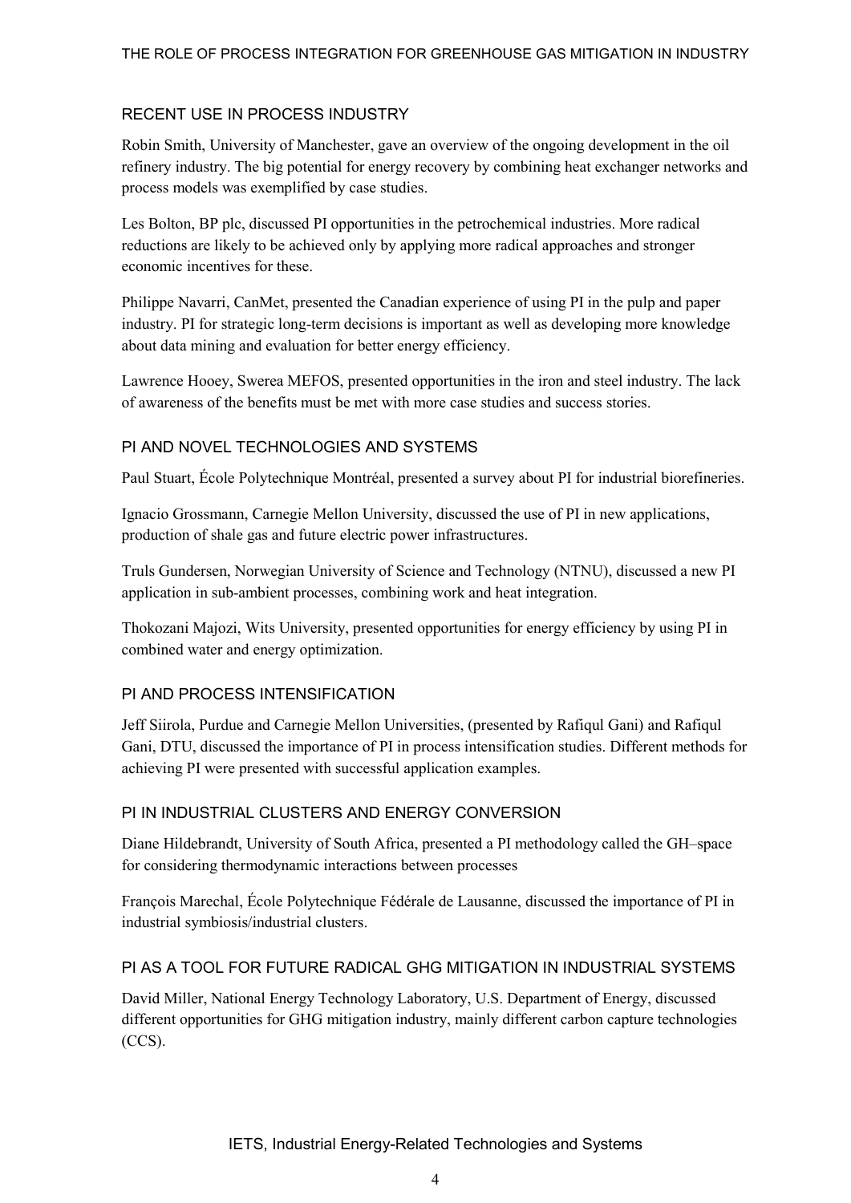## RECENT USE IN PROCESS INDUSTRY

Robin Smith, University of Manchester, gave an overview of the ongoing development in the oil refinery industry. The big potential for energy recovery by combining heat exchanger networks and process models was exemplified by case studies.

Les Bolton, BP plc, discussed PI opportunities in the petrochemical industries. More radical reductions are likely to be achieved only by applying more radical approaches and stronger economic incentives for these.

Philippe Navarri, CanMet, presented the Canadian experience of using PI in the pulp and paper industry. PI for strategic long-term decisions is important as well as developing more knowledge about data mining and evaluation for better energy efficiency.

Lawrence Hooey, Swerea MEFOS, presented opportunities in the iron and steel industry. The lack of awareness of the benefits must be met with more case studies and success stories.

## PI AND NOVEL TECHNOLOGIES AND SYSTEMS

Paul Stuart, École Polytechnique Montréal, presented a survey about PI for industrial biorefineries.

Ignacio Grossmann, Carnegie Mellon University, discussed the use of PI in new applications, production of shale gas and future electric power infrastructures.

Truls Gundersen, Norwegian University of Science and Technology (NTNU), discussed a new PI application in sub-ambient processes, combining work and heat integration.

Thokozani Majozi, Wits University, presented opportunities for energy efficiency by using PI in combined water and energy optimization.

## PI AND PROCESS INTENSIFICATION

Jeff Siirola, Purdue and Carnegie Mellon Universities, (presented by Rafiqul Gani) and Rafiqul Gani, DTU, discussed the importance of PI in process intensification studies. Different methods for achieving PI were presented with successful application examples.

## PI IN INDUSTRIAL CLUSTERS AND ENERGY CONVERSION

Diane Hildebrandt, University of South Africa, presented a PI methodology called the GH–space for considering thermodynamic interactions between processes

François Marechal, École Polytechnique Fédérale de Lausanne, discussed the importance of PI in industrial symbiosis/industrial clusters.

## PI AS A TOOL FOR FUTURE RADICAL GHG MITIGATION IN INDUSTRIAL SYSTEMS

David Miller, National Energy Technology Laboratory, U.S. Department of Energy, discussed different opportunities for GHG mitigation industry, mainly different carbon capture technologies (CCS).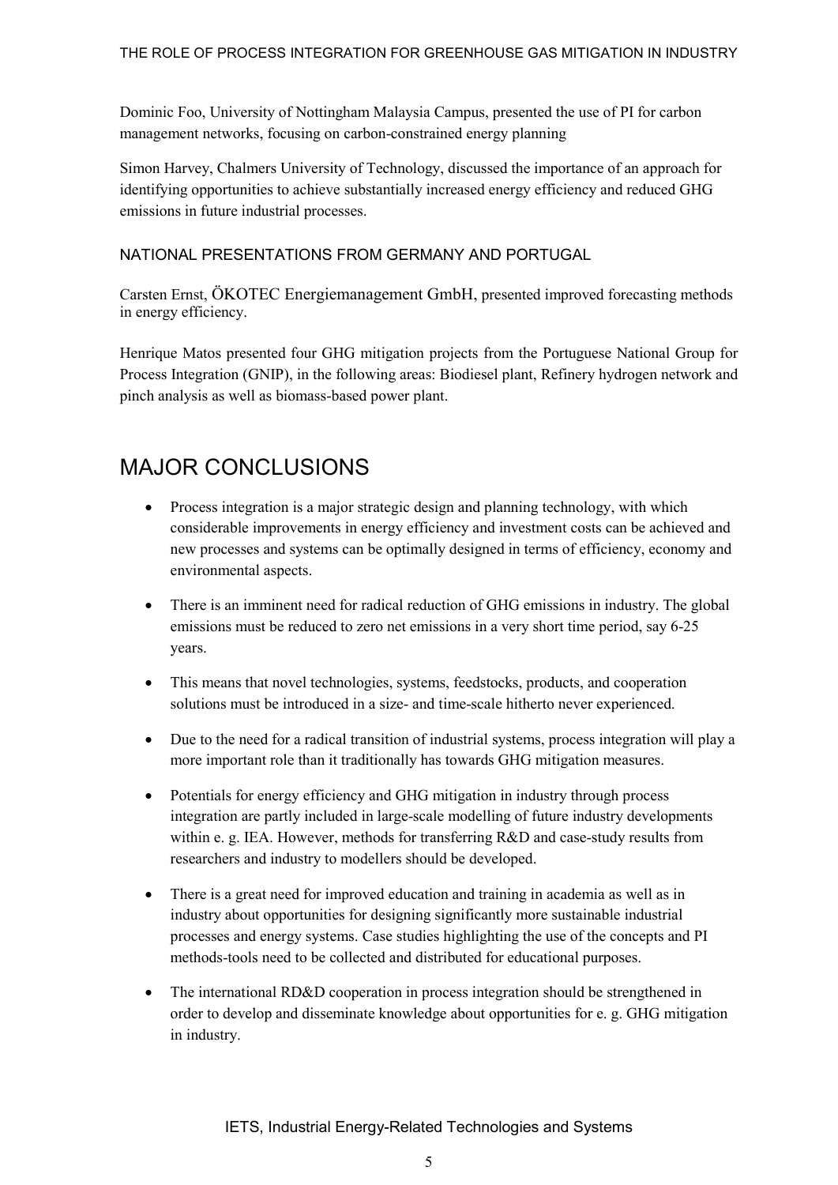Dominic Foo, University of Nottingham Malaysia Campus, presented the use of PI for carbon management networks, focusing on carbon-constrained energy planning

Simon Harvey, Chalmers University of Technology, discussed the importance of an approach for identifying opportunities to achieve substantially increased energy efficiency and reduced GHG emissions in future industrial processes.

### NATIONAL PRESENTATIONS FROM GERMANY AND PORTUGAL

Carsten Ernst, ÖKOTEC Energiemanagement GmbH, presented improved forecasting methods in energy efficiency.

Henrique Matos presented four GHG mitigation projects from the Portuguese National Group for Process Integration (GNIP), in the following areas: Biodiesel plant, Refinery hydrogen network and pinch analysis as well as biomass-based power plant.

## MAJOR CONCLUSIONS

- Process integration is a major strategic design and planning technology, with which considerable improvements in energy efficiency and investment costs can be achieved and new processes and systems can be optimally designed in terms of efficiency, economy and environmental aspects.
- There is an imminent need for radical reduction of GHG emissions in industry. The global emissions must be reduced to zero net emissions in a very short time period, say 6-25 years.
- This means that novel technologies, systems, feedstocks, products, and cooperation solutions must be introduced in a size- and time-scale hitherto never experienced.
- Due to the need for a radical transition of industrial systems, process integration will play a more important role than it traditionally has towards GHG mitigation measures.
- Potentials for energy efficiency and GHG mitigation in industry through process integration are partly included in large-scale modelling of future industry developments within e. g. IEA. However, methods for transferring R&D and case-study results from researchers and industry to modellers should be developed.
- There is a great need for improved education and training in academia as well as in industry about opportunities for designing significantly more sustainable industrial processes and energy systems. Case studies highlighting the use of the concepts and PI methods-tools need to be collected and distributed for educational purposes.
- The international RD&D cooperation in process integration should be strengthened in order to develop and disseminate knowledge about opportunities for e. g. GHG mitigation in industry.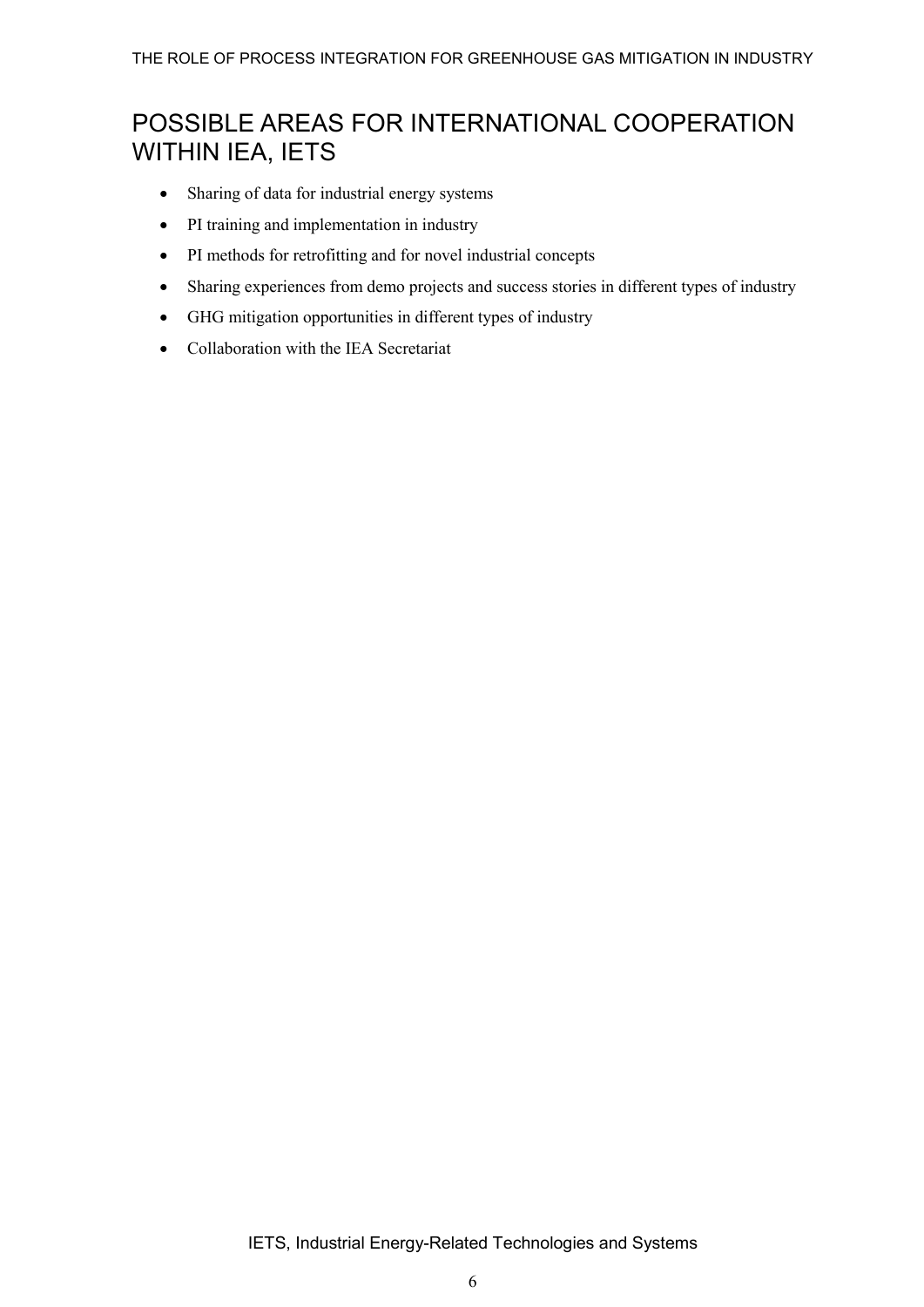## POSSIBLE AREAS FOR INTERNATIONAL COOPERATION WITHIN IEA, IETS

- Sharing of data for industrial energy systems
- PI training and implementation in industry
- PI methods for retrofitting and for novel industrial concepts
- Sharing experiences from demo projects and success stories in different types of industry
- GHG mitigation opportunities in different types of industry
- Collaboration with the IEA Secretariat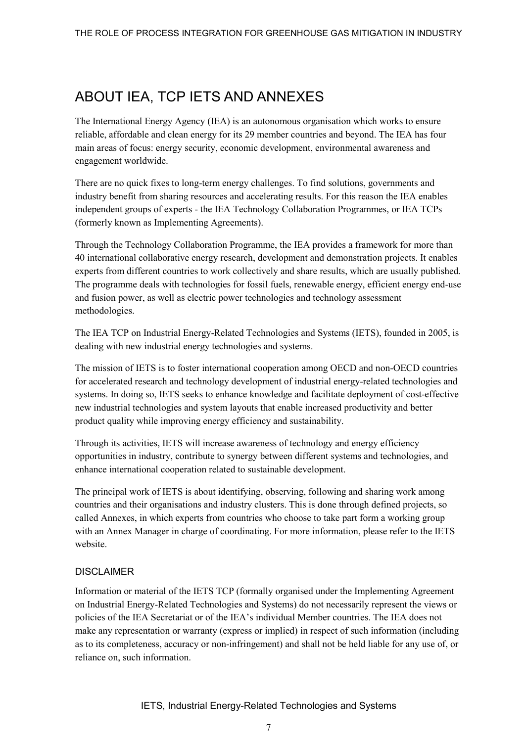# ABOUT IEA, TCP IETS AND ANNEXES

The International Energy Agency (IEA) is an autonomous organisation which works to ensure reliable, affordable and clean energy for its 29 member countries and beyond. The IEA has four main areas of focus: energy security, economic development, environmental awareness and engagement worldwide.

There are no quick fixes to long-term energy challenges. To find solutions, governments and industry benefit from sharing resources and accelerating results. For this reason the IEA enables independent groups of experts - the IEA Technology Collaboration Programmes, or IEA TCPs (formerly known as Implementing Agreements).

Through the Technology Collaboration Programme, the IEA provides a framework for more than 40 international collaborative energy research, development and demonstration projects. It enables experts from different countries to work collectively and share results, which are usually published. The programme deals with technologies for fossil fuels, renewable energy, efficient energy end-use and fusion power, as well as electric power technologies and technology assessment methodologies.

The IEA TCP on Industrial Energy-Related Technologies and Systems (IETS), founded in 2005, is dealing with new industrial energy technologies and systems.

The mission of IETS is to foster international cooperation among OECD and non-OECD countries for accelerated research and technology development of industrial energy-related technologies and systems. In doing so, IETS seeks to enhance knowledge and facilitate deployment of cost-effective new industrial technologies and system layouts that enable increased productivity and better product quality while improving energy efficiency and sustainability.

Through its activities, IETS will increase awareness of technology and energy efficiency opportunities in industry, contribute to synergy between different systems and technologies, and enhance international cooperation related to sustainable development.

The principal work of IETS is about identifying, observing, following and sharing work among countries and their organisations and industry clusters. This is done through defined projects, so called Annexes, in which experts from countries who choose to take part form a working group with an Annex Manager in charge of coordinating. For more information, please refer to the IETS website.

## DISCLAIMER

Information or material of the IETS TCP (formally organised under the Implementing Agreement on Industrial Energy-Related Technologies and Systems) do not necessarily represent the views or policies of the IEA Secretariat or of the IEA's individual Member countries. The IEA does not make any representation or warranty (express or implied) in respect of such information (including as to its completeness, accuracy or non-infringement) and shall not be held liable for any use of, or reliance on, such information.